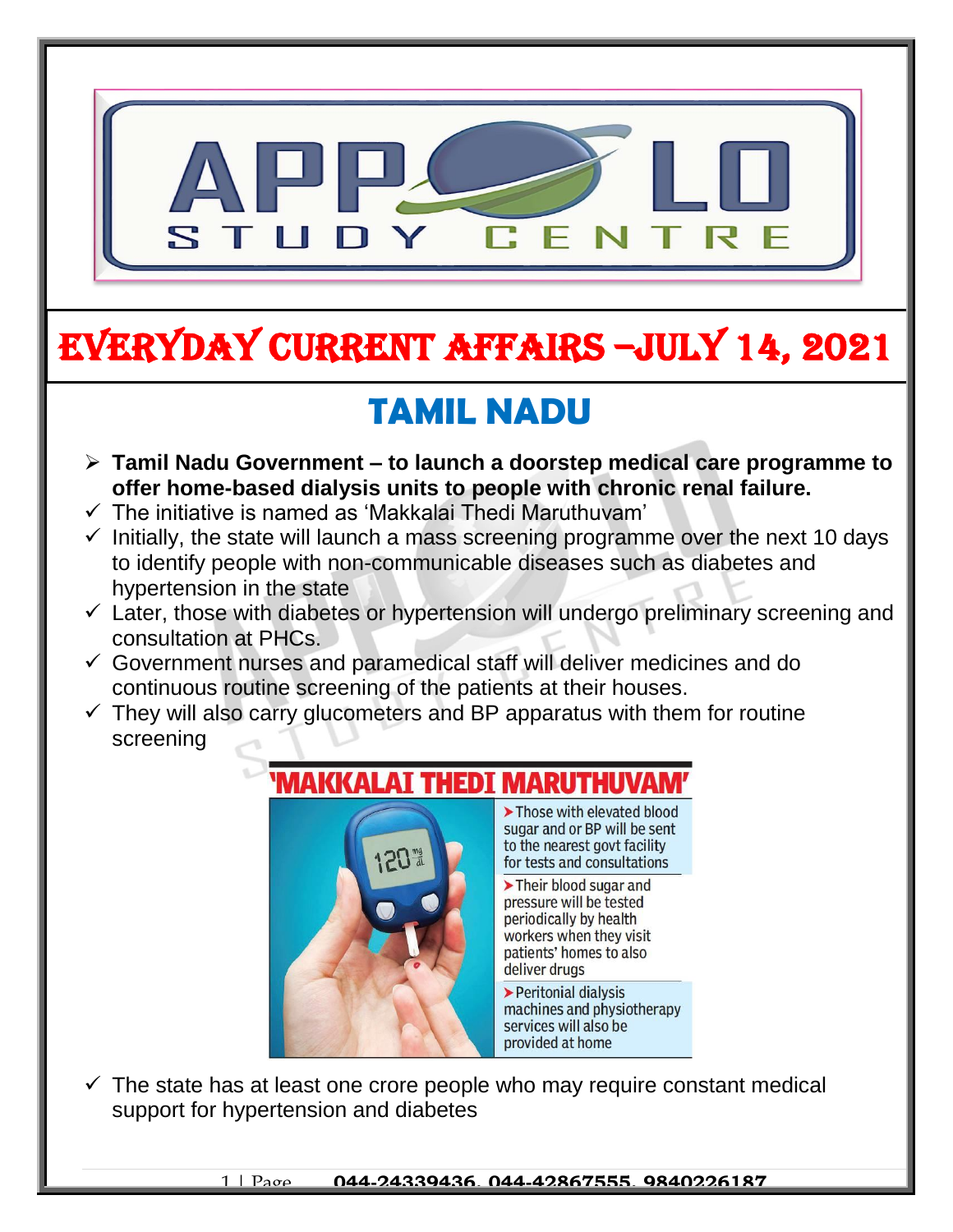# EVERYDAY CURRENT AFFAIRS –JULY 14, 2021

## TAMIL NADU

- **Tamil Nadu Government – to launch a doorstep medical care programme to offer home-based dialysis units to people with chronic renal failure.**
- ✓ The initiative is named as 'Makkalai Thedi Maruthuvam'
- ✓ Initially, the state will launch a mass screening programme over the next 10 days to identify people with non-communicable diseases such as diabetes and hypertension in the state
- ✓ Later, those with diabetes or hypertension will undergo preliminary screening and consultation at PHCs.
- ✓ Government nurses and paramedical staff will deliver medicines and do continuous routine screening of the patients at their houses.
- ✓ They will also carry glucometers and BP apparatus with them for routine screening

**'MAKKALAI THEDI MARUTHUVAM'**

- Those with elevated blood sugar and or BP will be sent to the nearest govt facility for tests and consultations
- Their blood sugar and pressure will be tested periodically by health workers when they visit patients' homes to also deliver drugs
- Peritonial dialysis machines and physiotherapy services will also be provided at home

- ✓ The state has at least one crore people who may require constant medical support for hypertension and diabetes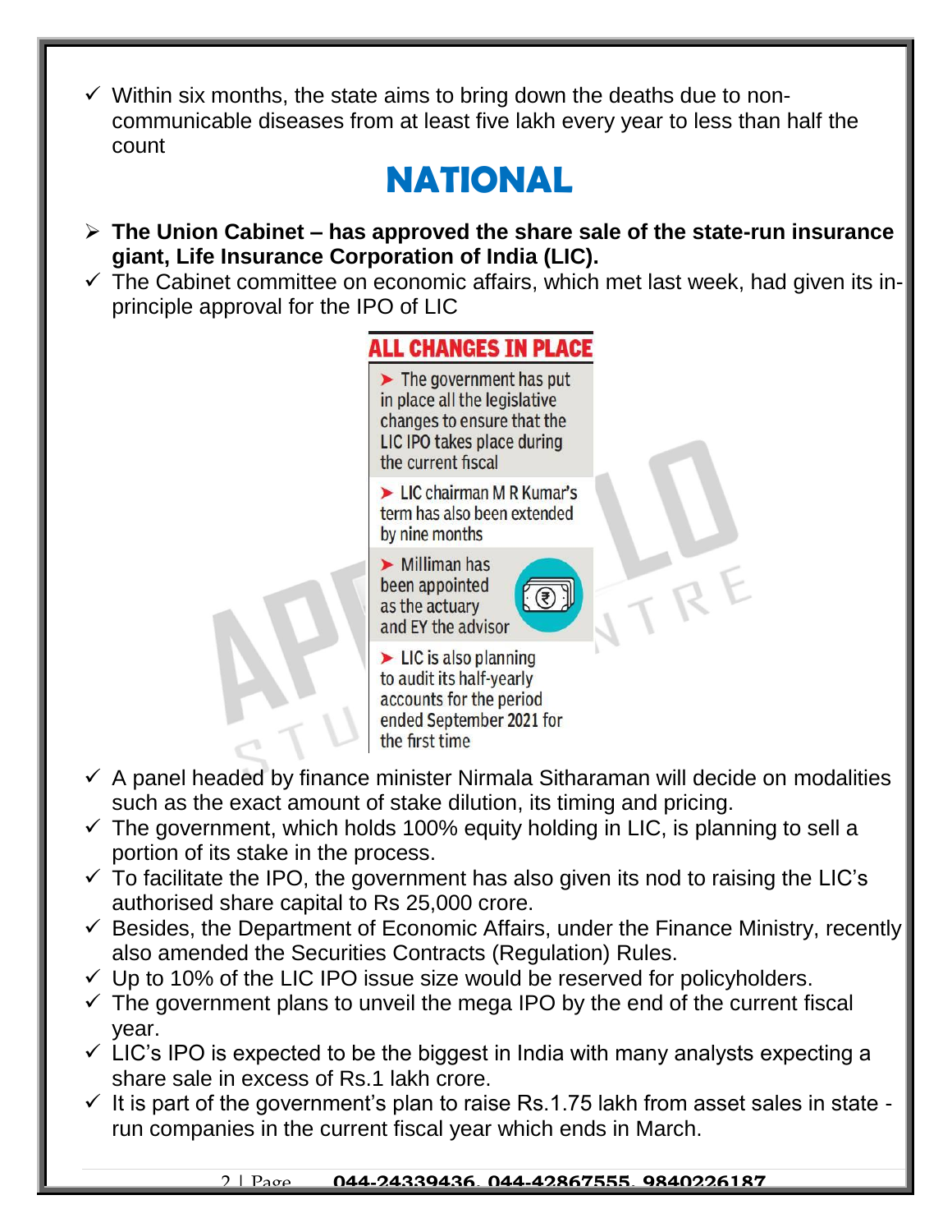- ✓ Within six months, the state aims to bring down the deaths due to non-communicable diseases from at least five lakh every year to less than half the count

# NATIONAL

- ➢ **The Union Cabinet – has approved the share sale of the state-run insurance giant, Life Insurance Corporation of India (LIC).**
- ✓ The Cabinet committee on economic affairs, which met last week, had given its in-principle approval for the IPO of LIC

**ALL CHANGES IN PLACE**

- ➤ The government has put in place all the legislative changes to ensure that the LIC IPO takes place during the current fiscal
- ➤ LIC chairman M R Kumar's term has also been extended by nine months
- ➤ Milliman has been appointed as the actuary and EY the advisor
- ➤ LIC is also planning to audit its half-yearly accounts for the period ended September 2021 for the first time

- ✓ A panel headed by finance minister Nirmala Sitharaman will decide on modalities such as the exact amount of stake dilution, its timing and pricing.
- ✓ The government, which holds 100% equity holding in LIC, is planning to sell a portion of its stake in the process.
- ✓ To facilitate the IPO, the government has also given its nod to raising the LIC's authorised share capital to Rs 25,000 crore.
- ✓ Besides, the Department of Economic Affairs, under the Finance Ministry, recently also amended the Securities Contracts (Regulation) Rules.
- ✓ Up to 10% of the LIC IPO issue size would be reserved for policyholders.
- ✓ The government plans to unveil the mega IPO by the end of the current fiscal year.
- ✓ LIC's IPO is expected to be the biggest in India with many analysts expecting a share sale in excess of Rs.1 lakh crore.
- ✓ It is part of the government's plan to raise Rs.1.75 lakh from asset sales in state - run companies in the current fiscal year which ends in March.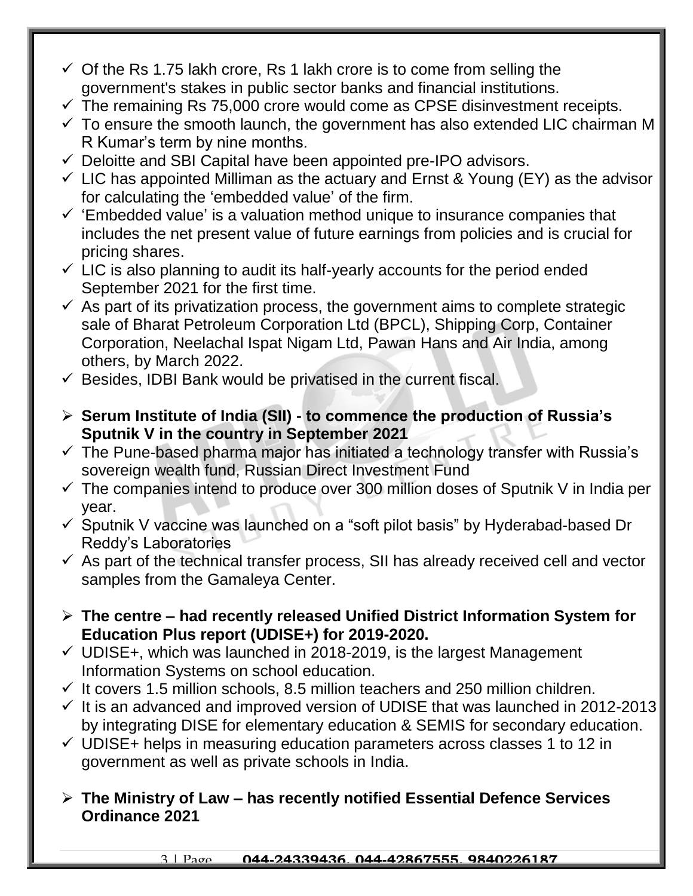- ✓ Of the Rs 1.75 lakh crore, Rs 1 lakh crore is to come from selling the government's stakes in public sector banks and financial institutions.
- ✓ The remaining Rs 75,000 crore would come as CPSE disinvestment receipts.
- ✓ To ensure the smooth launch, the government has also extended LIC chairman M R Kumar's term by nine months.
- ✓ Deloitte and SBI Capital have been appointed pre-IPO advisors.
- ✓ LIC has appointed Milliman as the actuary and Ernst & Young (EY) as the advisor for calculating the 'embedded value' of the firm.
- ✓ 'Embedded value' is a valuation method unique to insurance companies that includes the net present value of future earnings from policies and is crucial for pricing shares.
- ✓ LIC is also planning to audit its half-yearly accounts for the period ended September 2021 for the first time.
- ✓ As part of its privatization process, the government aims to complete strategic sale of Bharat Petroleum Corporation Ltd (BPCL), Shipping Corp, Container Corporation, Neelachal Ispat Nigam Ltd, Pawan Hans and Air India, among others, by March 2022.
- ✓ Besides, IDBI Bank would be privatised in the current fiscal.

- **Serum Institute of India (SII) - to commence the production of Russia's Sputnik V in the country in September 2021**
- ✓ The Pune-based pharma major has initiated a technology transfer with Russia's sovereign wealth fund, Russian Direct Investment Fund
- ✓ The companies intend to produce over 300 million doses of Sputnik V in India per year.
- ✓ Sputnik V vaccine was launched on a "soft pilot basis" by Hyderabad-based Dr Reddy's Laboratories
- ✓ As part of the technical transfer process, SII has already received cell and vector samples from the Gamaleya Center.

- **The centre – had recently released Unified District Information System for Education Plus report (UDISE+) for 2019-2020.**
- ✓ UDISE+, which was launched in 2018-2019, is the largest Management Information Systems on school education.
- ✓ It covers 1.5 million schools, 8.5 million teachers and 250 million children.
- ✓ It is an advanced and improved version of UDISE that was launched in 2012-2013 by integrating DISE for elementary education & SEMIS for secondary education.
- ✓ UDISE+ helps in measuring education parameters across classes 1 to 12 in government as well as private schools in India.

- **The Ministry of Law – has recently notified Essential Defence Services Ordinance 2021**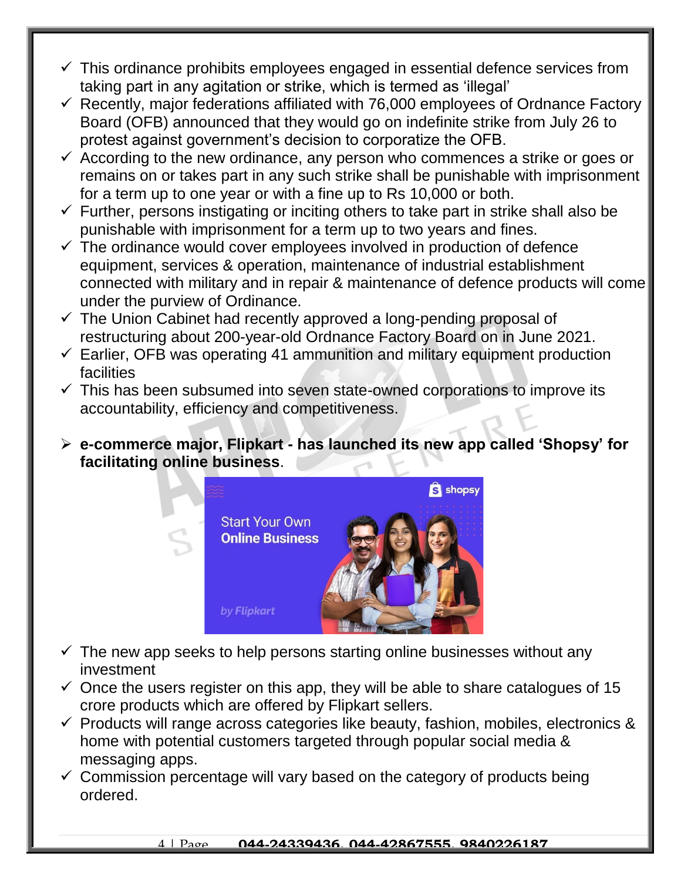- ✓ This ordinance prohibits employees engaged in essential defence services from taking part in any agitation or strike, which is termed as 'illegal'
- ✓ Recently, major federations affiliated with 76,000 employees of Ordnance Factory Board (OFB) announced that they would go on indefinite strike from July 26 to protest against government's decision to corporatize the OFB.
- ✓ According to the new ordinance, any person who commences a strike or goes or remains on or takes part in any such strike shall be punishable with imprisonment for a term up to one year or with a fine up to Rs 10,000 or both.
- ✓ Further, persons instigating or inciting others to take part in strike shall also be punishable with imprisonment for a term up to two years and fines.
- ✓ The ordinance would cover employees involved in production of defence equipment, services & operation, maintenance of industrial establishment connected with military and in repair & maintenance of defence products will come under the purview of Ordinance.
- ✓ The Union Cabinet had recently approved a long-pending proposal of restructuring about 200-year-old Ordnance Factory Board on in June 2021.
- ✓ Earlier, OFB was operating 41 ammunition and military equipment production facilities
- ✓ This has been subsumed into seven state-owned corporations to improve its accountability, efficiency and competitiveness.

- ➢ **e-commerce major, Flipkart - has launched its new app called 'Shopsy' for facilitating online business**.

- ✓ The new app seeks to help persons starting online businesses without any investment
- ✓ Once the users register on this app, they will be able to share catalogues of 15 crore products which are offered by Flipkart sellers.
- ✓ Products will range across categories like beauty, fashion, mobiles, electronics & home with potential customers targeted through popular social media & messaging apps.
- ✓ Commission percentage will vary based on the category of products being ordered.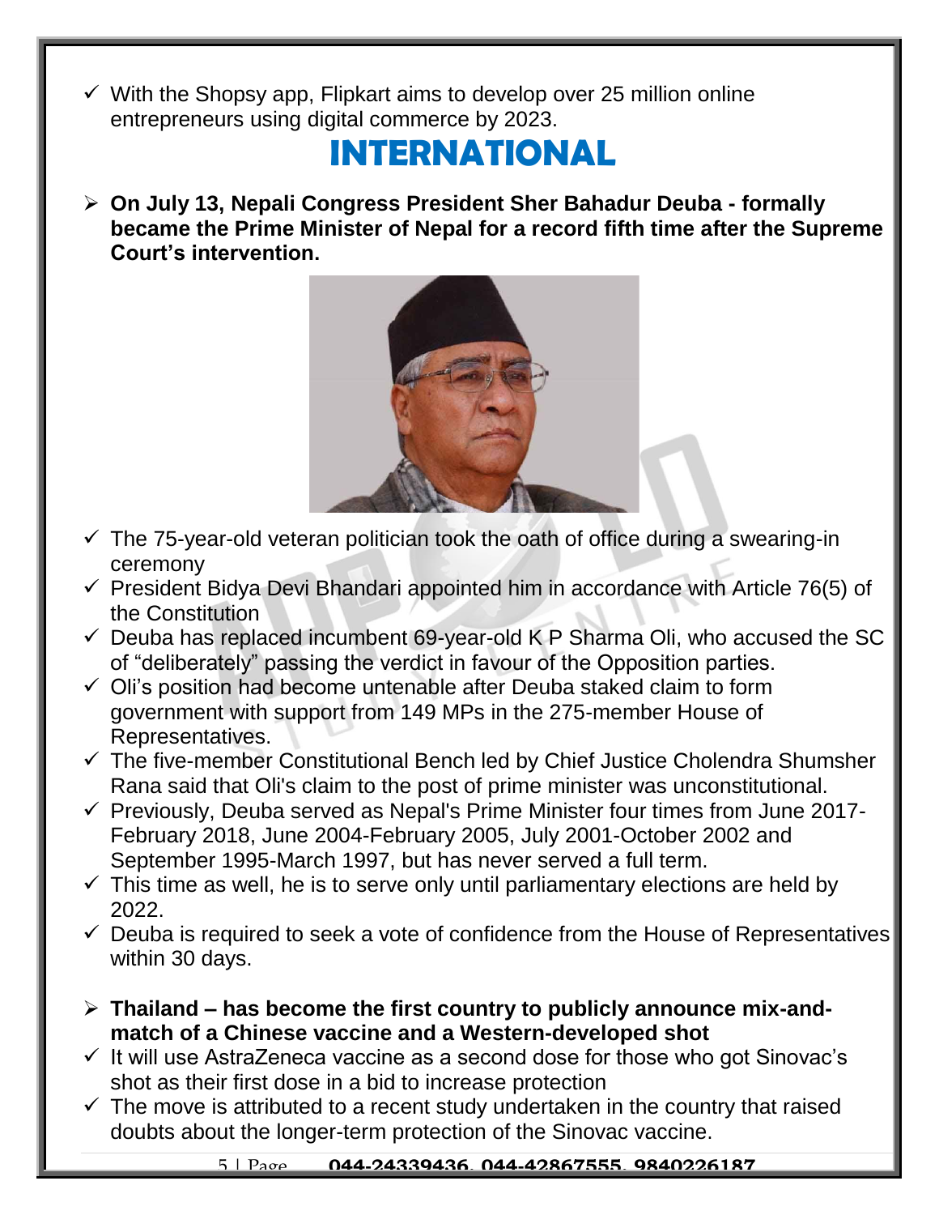- With the Shopsy app, Flipkart aims to develop over 25 million online entrepreneurs using digital commerce by 2023.

# INTERNATIONAL

- **On July 13, Nepali Congress President Sher Bahadur Deuba - formally became the Prime Minister of Nepal for a record fifth time after the Supreme Court's intervention.**

- The 75-year-old veteran politician took the oath of office during a swearing-in ceremony
- President Bidya Devi Bhandari appointed him in accordance with Article 76(5) of the Constitution
- Deuba has replaced incumbent 69-year-old K P Sharma Oli, who accused the SC of "deliberately" passing the verdict in favour of the Opposition parties.
- Oli's position had become untenable after Deuba staked claim to form government with support from 149 MPs in the 275-member House of Representatives.
- The five-member Constitutional Bench led by Chief Justice Cholendra Shumsher Rana said that Oli's claim to the post of prime minister was unconstitutional.
- Previously, Deuba served as Nepal's Prime Minister four times from June 2017-February 2018, June 2004-February 2005, July 2001-October 2002 and September 1995-March 1997, but has never served a full term.
- This time as well, he is to serve only until parliamentary elections are held by 2022.
- Deuba is required to seek a vote of confidence from the House of Representatives within 30 days.

- **Thailand – has become the first country to publicly announce mix-and-match of a Chinese vaccine and a Western-developed shot**
- It will use AstraZeneca vaccine as a second dose for those who got Sinovac's shot as their first dose in a bid to increase protection
- The move is attributed to a recent study undertaken in the country that raised doubts about the longer-term protection of the Sinovac vaccine.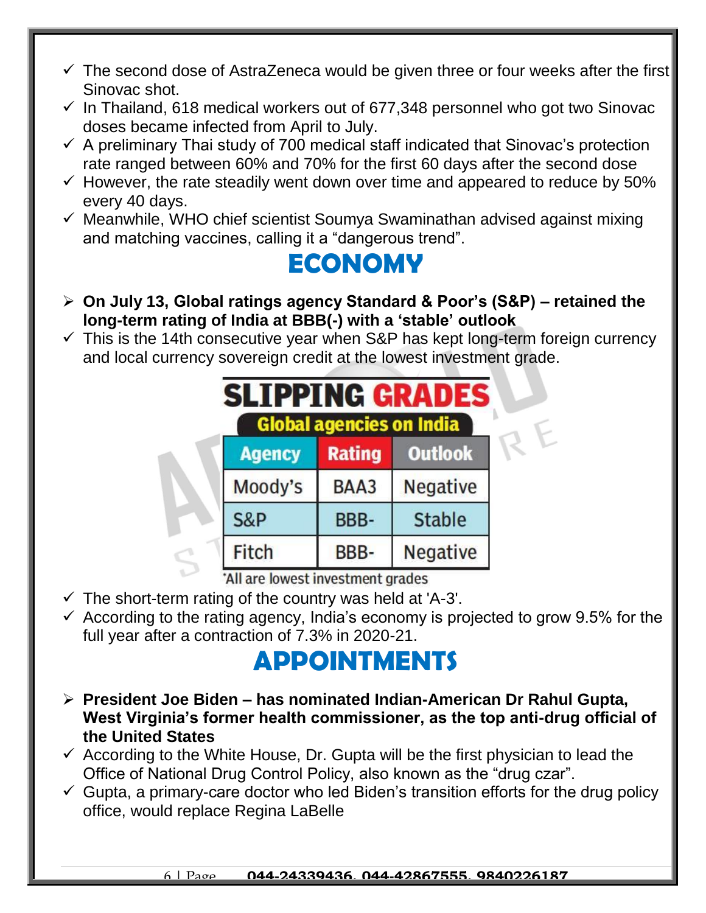- ✓ The second dose of AstraZeneca would be given three or four weeks after the first Sinovac shot.
- ✓ In Thailand, 618 medical workers out of 677,348 personnel who got two Sinovac doses became infected from April to July.
- ✓ A preliminary Thai study of 700 medical staff indicated that Sinovac's protection rate ranged between 60% and 70% for the first 60 days after the second dose
- ✓ However, the rate steadily went down over time and appeared to reduce by 50% every 40 days.
- ✓ Meanwhile, WHO chief scientist Soumya Swaminathan advised against mixing and matching vaccines, calling it a "dangerous trend".

# ECONOMY

- ➢ **On July 13, Global ratings agency Standard & Poor's (S&P) – retained the long-term rating of India at BBB(-) with a 'stable' outlook**
- ✓ This is the 14th consecutive year when S&P has kept long-term foreign currency and local currency sovereign credit at the lowest investment grade.

**SLIPPING GRADES**

**Global agencies on India**

| Agency | Rating | Outlook |
|---|---|---|
| Moody's | BAA3 | Negative |
| S&P | BBB- | Stable |
| Fitch | BBB- | Negative |

*All are lowest investment grades

- ✓ The short-term rating of the country was held at 'A-3'.
- ✓ According to the rating agency, India's economy is projected to grow 9.5% for the full year after a contraction of 7.3% in 2020-21.

# APPOINTMENTS

- ➢ **President Joe Biden – has nominated Indian-American Dr Rahul Gupta, West Virginia's former health commissioner, as the top anti-drug official of the United States**
- ✓ According to the White House, Dr. Gupta will be the first physician to lead the Office of National Drug Control Policy, also known as the "drug czar".
- ✓ Gupta, a primary-care doctor who led Biden's transition efforts for the drug policy office, would replace Regina LaBelle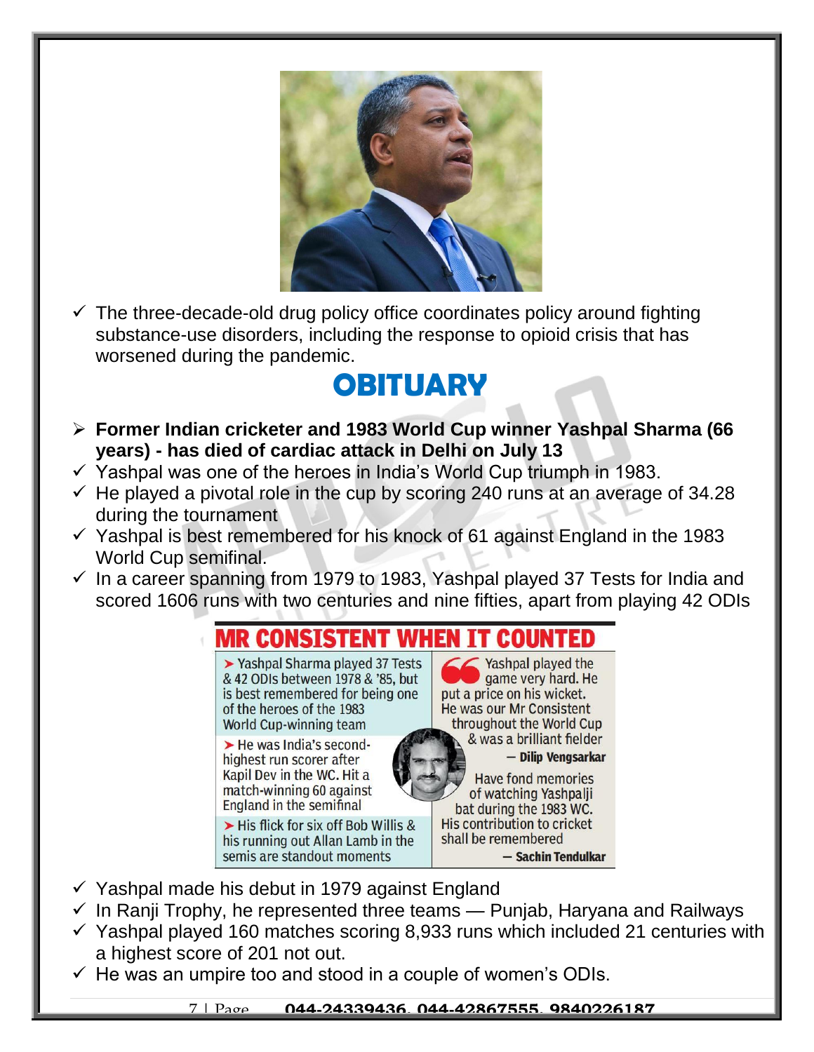- ✓ The three-decade-old drug policy office coordinates policy around fighting substance-use disorders, including the response to opioid crisis that has worsened during the pandemic.

# OBITUARY

- ➢ **Former Indian cricketer and 1983 World Cup winner Yashpal Sharma (66 years) - has died of cardiac attack in Delhi on July 13**
- ✓ Yashpal was one of the heroes in India's World Cup triumph in 1983.
- ✓ He played a pivotal role in the cup by scoring 240 runs at an average of 34.28 during the tournament
- ✓ Yashpal is best remembered for his knock of 61 against England in the 1983 World Cup semifinal.
- ✓ In a career spanning from 1979 to 1983, Yashpal played 37 Tests for India and scored 1606 runs with two centuries and nine fifties, apart from playing 42 ODIs

**MR CONSISTENT WHEN IT COUNTED**

- ➤ Yashpal Sharma played 37 Tests & 42 ODIs between 1978 & '85, but is best remembered for being one of the heroes of the 1983 World Cup-winning team
- ➤ He was India's second-highest run scorer after Kapil Dev in the WC. Hit a match-winning 60 against England in the semifinal
- ➤ His flick for six off Bob Willis & his running out Allan Lamb in the semis are standout moments

"Yashpal played the game very hard. He put a price on his wicket. He was our Mr Consistent throughout the World Cup & was a brilliant fielder — **Dilip Vengsarkar**

Have fond memories of watching Yashpalji bat during the 1983 WC. His contribution to cricket shall be remembered — **Sachin Tendulkar**

- ✓ Yashpal made his debut in 1979 against England
- ✓ In Ranji Trophy, he represented three teams — Punjab, Haryana and Railways
- ✓ Yashpal played 160 matches scoring 8,933 runs which included 21 centuries with a highest score of 201 not out.
- ✓ He was an umpire too and stood in a couple of women's ODIs.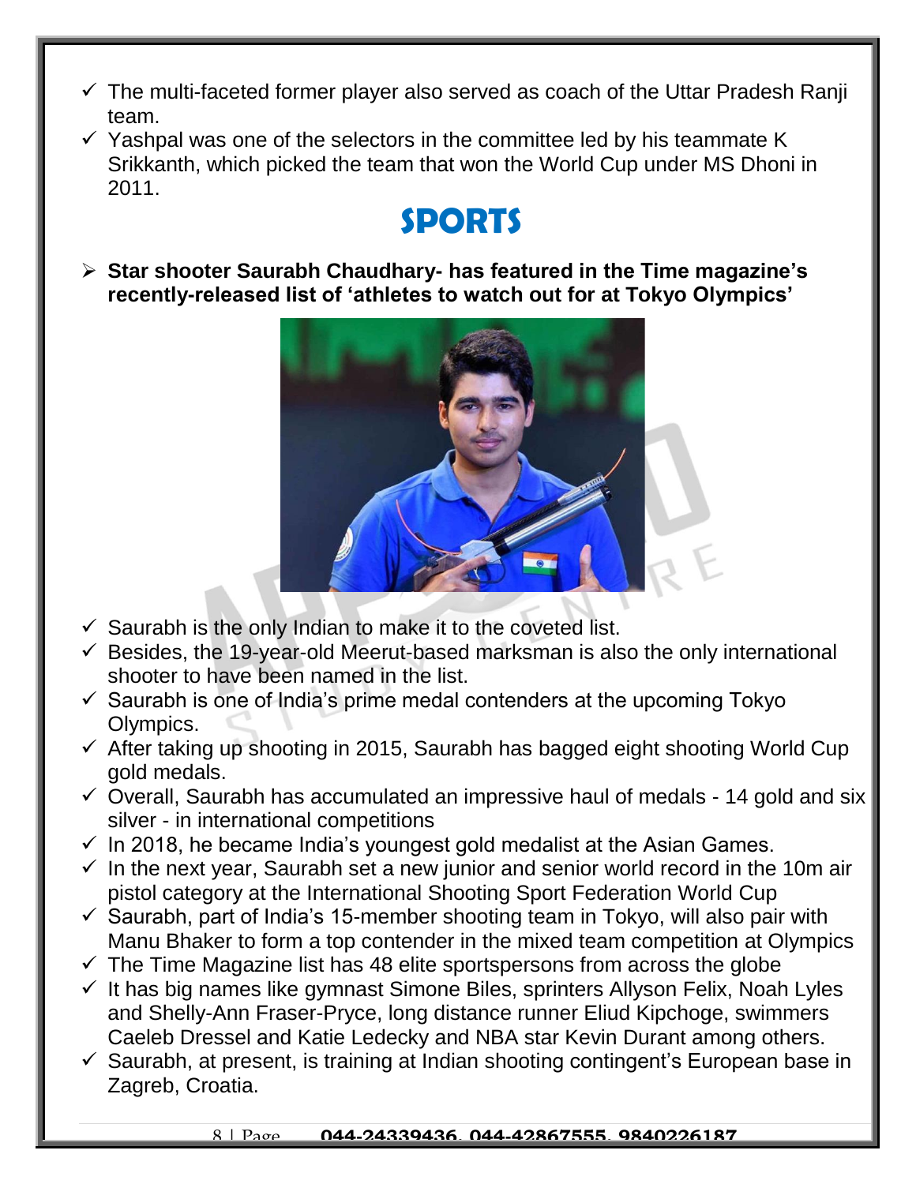- ✓ The multi-faceted former player also served as coach of the Uttar Pradesh Ranji team.
- ✓ Yashpal was one of the selectors in the committee led by his teammate K Srikkanth, which picked the team that won the World Cup under MS Dhoni in 2011.

# SPORTS

- **Star shooter Saurabh Chaudhary- has featured in the Time magazine's recently-released list of 'athletes to watch out for at Tokyo Olympics'**

- ✓ Saurabh is the only Indian to make it to the coveted list.
- ✓ Besides, the 19-year-old Meerut-based marksman is also the only international shooter to have been named in the list.
- ✓ Saurabh is one of India's prime medal contenders at the upcoming Tokyo Olympics.
- ✓ After taking up shooting in 2015, Saurabh has bagged eight shooting World Cup gold medals.
- ✓ Overall, Saurabh has accumulated an impressive haul of medals - 14 gold and six silver - in international competitions
- ✓ In 2018, he became India's youngest gold medalist at the Asian Games.
- ✓ In the next year, Saurabh set a new junior and senior world record in the 10m air pistol category at the International Shooting Sport Federation World Cup
- ✓ Saurabh, part of India's 15-member shooting team in Tokyo, will also pair with Manu Bhaker to form a top contender in the mixed team competition at Olympics
- ✓ The Time Magazine list has 48 elite sportspersons from across the globe
- ✓ It has big names like gymnast Simone Biles, sprinters Allyson Felix, Noah Lyles and Shelly-Ann Fraser-Pryce, long distance runner Eliud Kipchoge, swimmers Caeleb Dressel and Katie Ledecky and NBA star Kevin Durant among others.
- ✓ Saurabh, at present, is training at Indian shooting contingent's European base in Zagreb, Croatia.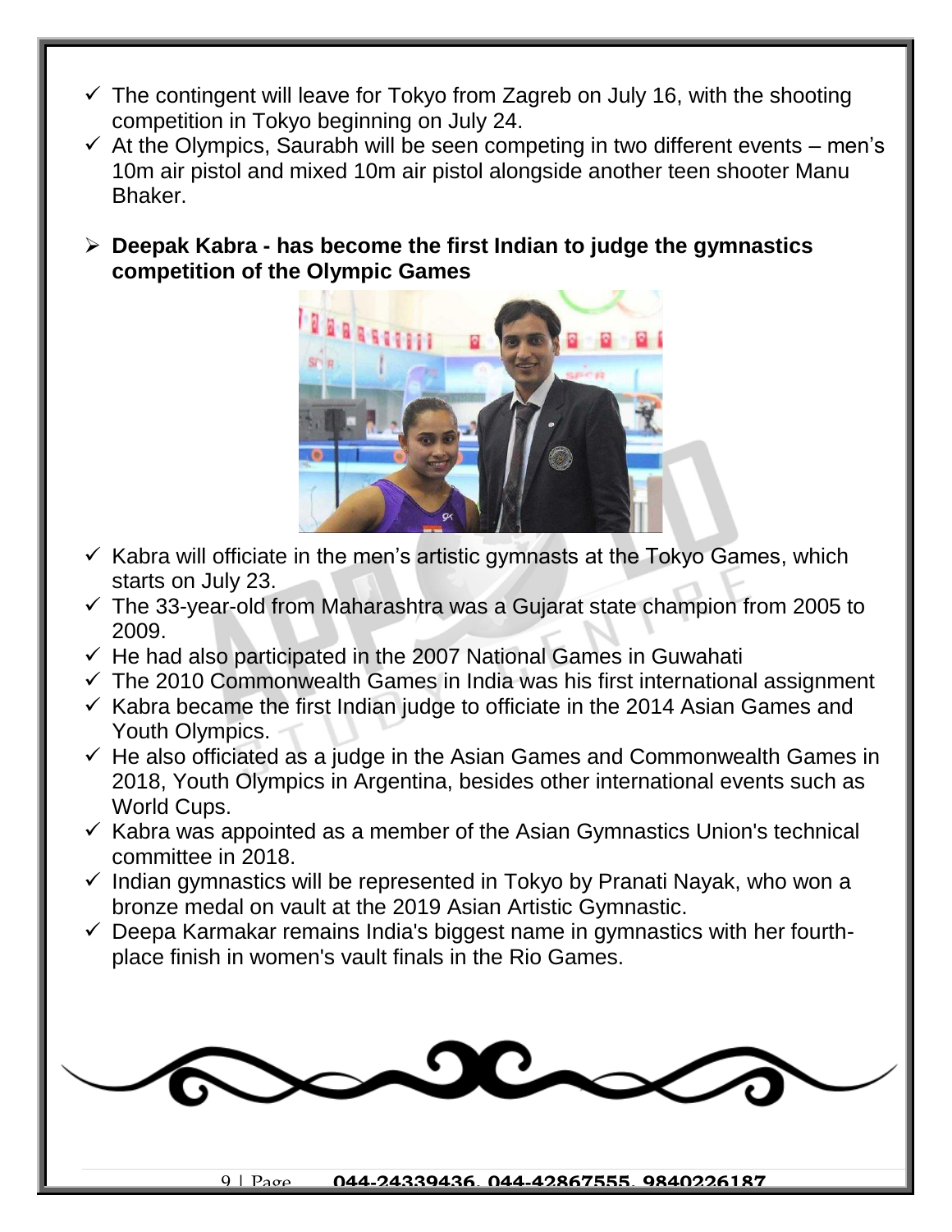- ✓ The contingent will leave for Tokyo from Zagreb on July 16, with the shooting competition in Tokyo beginning on July 24.
- ✓ At the Olympics, Saurabh will be seen competing in two different events – men's 10m air pistol and mixed 10m air pistol alongside another teen shooter Manu Bhaker.

- **Deepak Kabra - has become the first Indian to judge the gymnastics competition of the Olympic Games**

- ✓ Kabra will officiate in the men's artistic gymnasts at the Tokyo Games, which starts on July 23.
- ✓ The 33-year-old from Maharashtra was a Gujarat state champion from 2005 to 2009.
- ✓ He had also participated in the 2007 National Games in Guwahati
- ✓ The 2010 Commonwealth Games in India was his first international assignment
- ✓ Kabra became the first Indian judge to officiate in the 2014 Asian Games and Youth Olympics.
- ✓ He also officiated as a judge in the Asian Games and Commonwealth Games in 2018, Youth Olympics in Argentina, besides other international events such as World Cups.
- ✓ Kabra was appointed as a member of the Asian Gymnastics Union's technical committee in 2018.
- ✓ Indian gymnastics will be represented in Tokyo by Pranati Nayak, who won a bronze medal on vault at the 2019 Asian Artistic Gymnastic.
- ✓ Deepa Karmakar remains India's biggest name in gymnastics with her fourth-place finish in women's vault finals in the Rio Games.